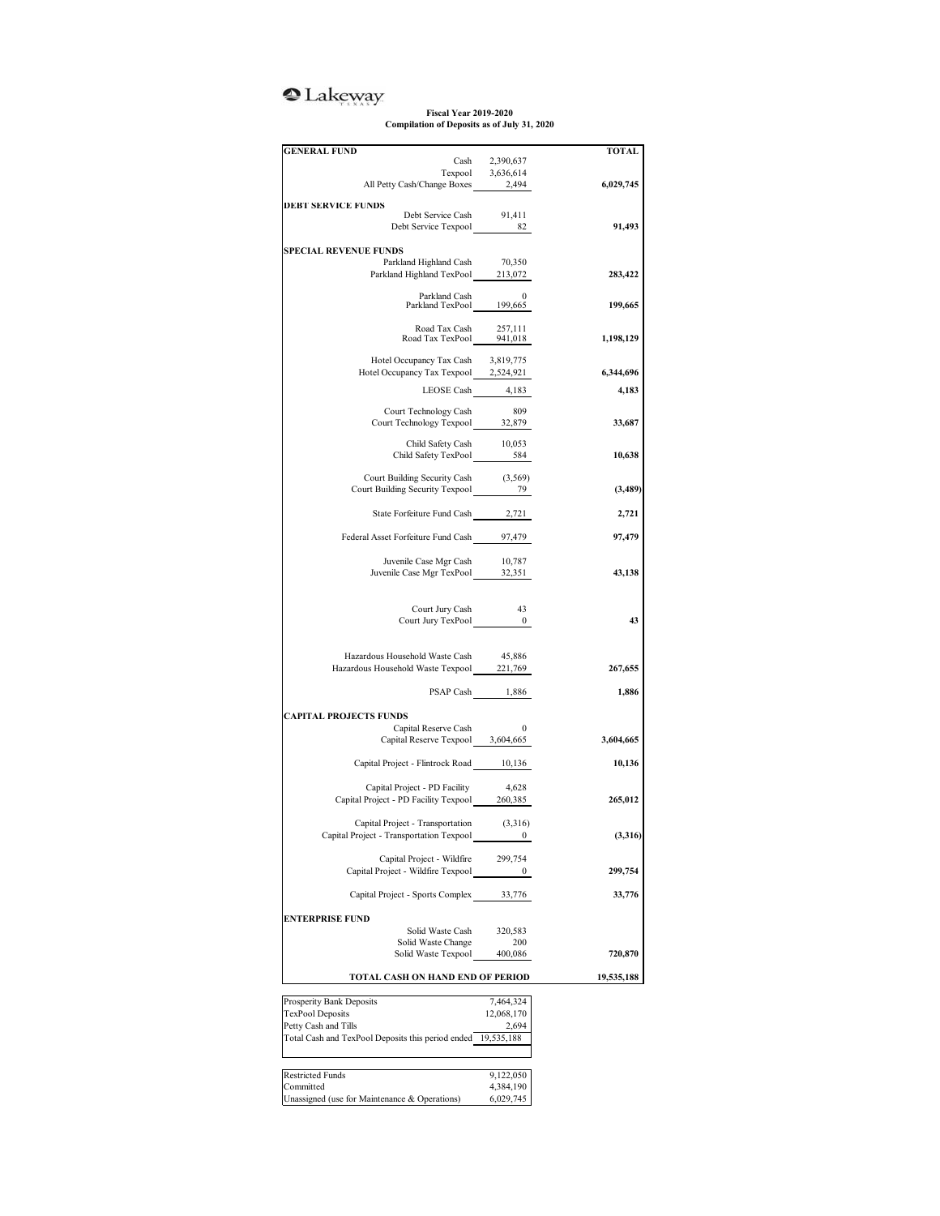Lakeway

**Fiscal Year 2019-2020**
**Compilation of Deposits as of July 31, 2020**

| | | TOTAL |
|---|---|---|
| **GENERAL FUND** | | |
| Cash | 2,390,637 | |
| Texpool | 3,636,614 | |
| All Petty Cash/Change Boxes | 2,494 | **6,029,745** |
| **DEBT SERVICE FUNDS** | | |
| Debt Service Cash | 91,411 | |
| Debt Service Texpool | 82 | **91,493** |
| **SPECIAL REVENUE FUNDS** | | |
| Parkland Highland Cash | 70,350 | |
| Parkland Highland TexPool | 213,072 | **283,422** |
| Parkland Cash | 0 | |
| Parkland TexPool | 199,665 | **199,665** |
| Road Tax Cash | 257,111 | |
| Road Tax TexPool | 941,018 | **1,198,129** |
| Hotel Occupancy Tax Cash | 3,819,775 | |
| Hotel Occupancy Tax Texpool | 2,524,921 | **6,344,696** |
| LEOSE Cash | 4,183 | **4,183** |
| Court Technology Cash | 809 | |
| Court Technology Texpool | 32,879 | **33,687** |
| Child Safety Cash | 10,053 | |
| Child Safety TexPool | 584 | **10,638** |
| Court Building Security Cash | (3,569) | |
| Court Building Security Texpool | 79 | **(3,489)** |
| State Forfeiture Fund Cash | 2,721 | **2,721** |
| Federal Asset Forfeiture Fund Cash | 97,479 | **97,479** |
| Juvenile Case Mgr Cash | 10,787 | |
| Juvenile Case Mgr TexPool | 32,351 | **43,138** |
| Court Jury Cash | 43 | |
| Court Jury TexPool | 0 | **43** |
| Hazardous Household Waste Cash | 45,886 | |
| Hazardous Household Waste Texpool | 221,769 | **267,655** |
| PSAP Cash | 1,886 | **1,886** |
| **CAPITAL PROJECTS FUNDS** | | |
| Capital Reserve Cash | 0 | |
| Capital Reserve Texpool | 3,604,665 | **3,604,665** |
| Capital Project - Flintrock Road | 10,136 | **10,136** |
| Capital Project - PD Facility | 4,628 | |
| Capital Project - PD Facility Texpool | 260,385 | **265,012** |
| Capital Project - Transportation | (3,316) | |
| Capital Project - Transportation Texpool | 0 | **(3,316)** |
| Capital Project - Wildfire | 299,754 | |
| Capital Project - Wildfire Texpool | 0 | **299,754** |
| Capital Project - Sports Complex | 33,776 | **33,776** |
| **ENTERPRISE FUND** | | |
| Solid Waste Cash | 320,583 | |
| Solid Waste Change | 200 | |
| Solid Waste Texpool | 400,086 | **720,870** |
| **TOTAL CASH ON HAND END OF PERIOD** | | **19,535,188** |

| | |
|---|---|
| Prosperity Bank Deposits | 7,464,324 |
| TexPool Deposits | 12,068,170 |
| Petty Cash and Tills | 2,694 |
| Total Cash and TexPool Deposits this period ended | 19,535,188 |

| | |
|---|---|
| Restricted Funds | 9,122,050 |
| Committed | 4,384,190 |
| Unassigned (use for Maintenance & Operations) | 6,029,745 |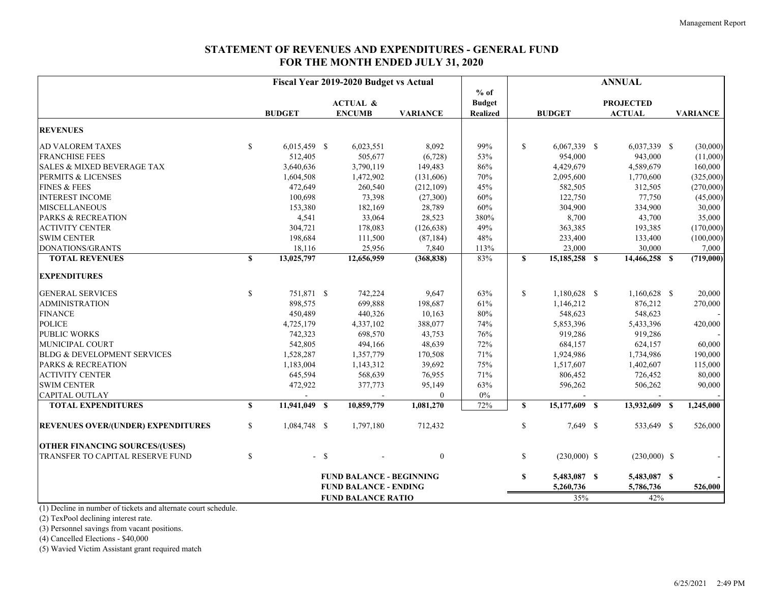# STATEMENT OF REVENUES AND EXPENDITURES - GENERAL FUND
## FOR THE MONTH ENDED JULY 31, 2020

| | Fiscal Year 2019-2020 Budget vs Actual | | | % of Budget Realized | ANNUAL | | |
|---|---|---|---|---|---|---|---|
| | **BUDGET** | **ACTUAL & ENCUMB** | **VARIANCE** | | **BUDGET** | **PROJECTED ACTUAL** | **VARIANCE** |
| **REVENUES** | | | | | | | |
| AD VALOREM TAXES | $ 6,015,459 | $ 6,023,551 | 8,092 | 99% | $ 6,067,339 | $ 6,037,339 | $ (30,000) |
| FRANCHISE FEES | 512,405 | 505,677 | (6,728) | 53% | 954,000 | 943,000 | (11,000) |
| SALES & MIXED BEVERAGE TAX | 3,640,636 | 3,790,119 | 149,483 | 86% | 4,429,679 | 4,589,679 | 160,000 |
| PERMITS & LICENSES | 1,604,508 | 1,472,902 | (131,606) | 70% | 2,095,600 | 1,770,600 | (325,000) |
| FINES & FEES | 472,649 | 260,540 | (212,109) | 45% | 582,505 | 312,505 | (270,000) |
| INTEREST INCOME | 100,698 | 73,398 | (27,300) | 60% | 122,750 | 77,750 | (45,000) |
| MISCELLANEOUS | 153,380 | 182,169 | 28,789 | 60% | 304,900 | 334,900 | 30,000 |
| PARKS & RECREATION | 4,541 | 33,064 | 28,523 | 380% | 8,700 | 43,700 | 35,000 |
| ACTIVITY CENTER | 304,721 | 178,083 | (126,638) | 49% | 363,385 | 193,385 | (170,000) |
| SWIM CENTER | 198,684 | 111,500 | (87,184) | 48% | 233,400 | 133,400 | (100,000) |
| DONATIONS/GRANTS | 18,116 | 25,956 | 7,840 | 113% | 23,000 | 30,000 | 7,000 |
| **TOTAL REVENUES** | **$ 13,025,797** | **12,656,959** | **(368,838)** | 83% | **$ 15,185,258** | **$ 14,466,258** | **$ (719,000)** |
| **EXPENDITURES** | | | | | | | |
| GENERAL SERVICES | $ 751,871 | $ 742,224 | 9,647 | 63% | $ 1,180,628 | $ 1,160,628 | $ 20,000 |
| ADMINISTRATION | 898,575 | 699,888 | 198,687 | 61% | 1,146,212 | 876,212 | 270,000 |
| FINANCE | 450,489 | 440,326 | 10,163 | 80% | 548,623 | 548,623 | - |
| POLICE | 4,725,179 | 4,337,102 | 388,077 | 74% | 5,853,396 | 5,433,396 | 420,000 |
| PUBLIC WORKS | 742,323 | 698,570 | 43,753 | 76% | 919,286 | 919,286 | - |
| MUNICIPAL COURT | 542,805 | 494,166 | 48,639 | 72% | 684,157 | 624,157 | 60,000 |
| BLDG & DEVELOPMENT SERVICES | 1,528,287 | 1,357,779 | 170,508 | 71% | 1,924,986 | 1,734,986 | 190,000 |
| PARKS & RECREATION | 1,183,004 | 1,143,312 | 39,692 | 75% | 1,517,607 | 1,402,607 | 115,000 |
| ACTIVITY CENTER | 645,594 | 568,639 | 76,955 | 71% | 806,452 | 726,452 | 80,000 |
| SWIM CENTER | 472,922 | 377,773 | 95,149 | 63% | 596,262 | 506,262 | 90,000 |
| CAPITAL OUTLAY | - | - | 0 | 0% | - | - | - |
| **TOTAL EXPENDITURES** | **$ 11,941,049** | **$ 10,859,779** | **1,081,270** | 72% | **$ 15,177,609** | **$ 13,932,609** | **$ 1,245,000** |
| **REVENUES OVER/(UNDER) EXPENDITURES** | $ 1,084,748 | $ 1,797,180 | 712,432 | | $ 7,649 | $ 533,649 | $ 526,000 |
| **OTHER FINANCING SOURCES/(USES)** | | | | | | | |
| TRANSFER TO CAPITAL RESERVE FUND | $ - | $ - | 0 | | $ (230,000) | $ (230,000) | $ - |
| | | **FUND BALANCE - BEGINNING** | | | **$ 5,483,087** | **$ 5,483,087** | **$ -** |
| | | **FUND BALANCE - ENDING** | | | **5,260,736** | **5,786,736** | **526,000** |
| | | **FUND BALANCE RATIO** | | | 35% | 42% | |

(1) Decline in number of tickets and alternate court schedule.

(2) TexPool declining interest rate.

(3) Personnel savings from vacant positions.

(4) Cancelled Elections - $40,000

(5) Wavied Victim Assistant grant required match